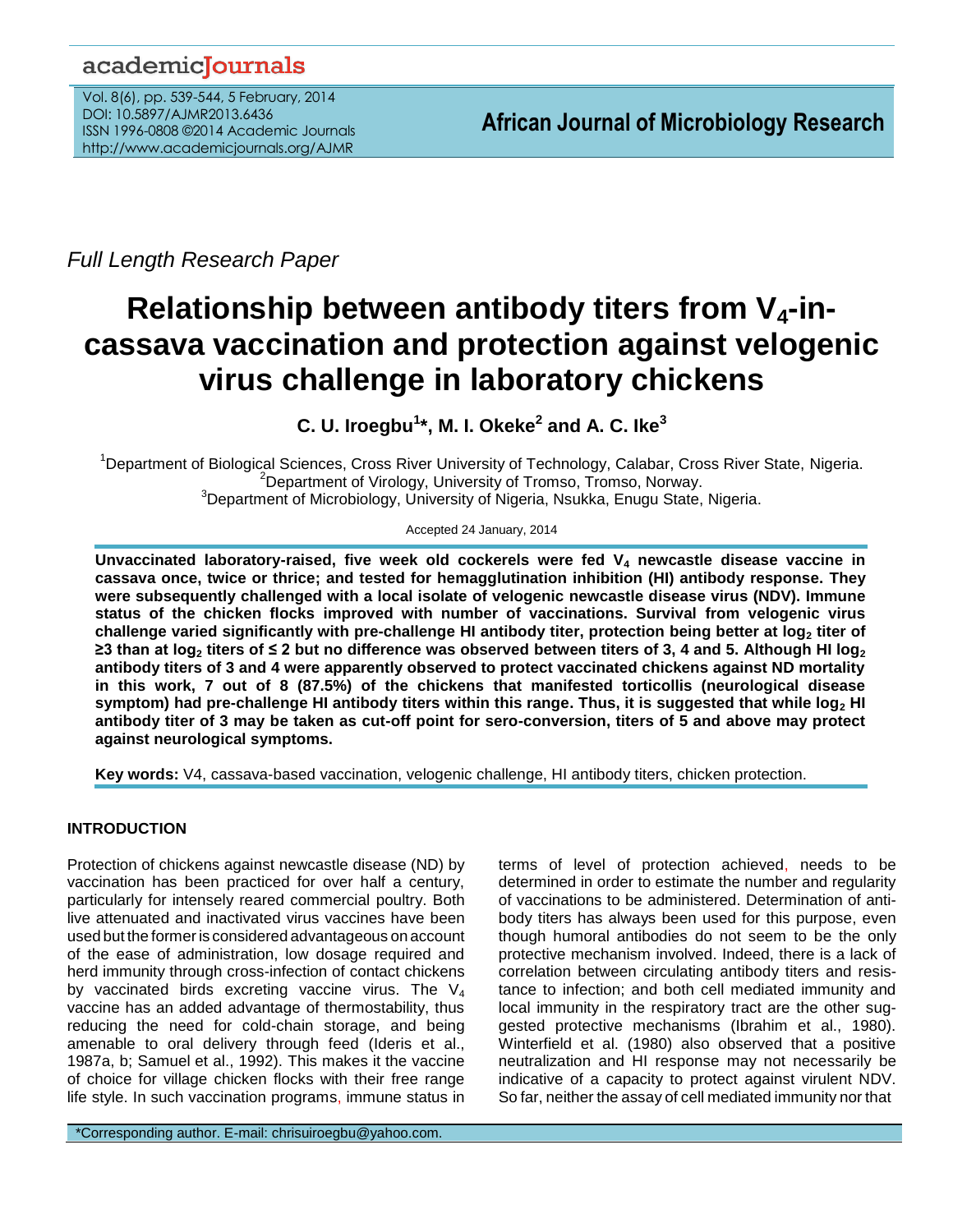Full Length Research Paper

# Relationship between antibody titers from $V_4$-in-cassava vaccination and protection against velogenic virus challenge in laboratory chickens

**C. U. Iroegbu[1]\*, M. I. Okeke[2] and A. C. Ike[3]**

[1]Department of Biological Sciences, Cross River University of Technology, Calabar, Cross River State, Nigeria.
[2]Department of Virology, University of Tromso, Tromso, Norway.
[3]Department of Microbiology, University of Nigeria, Nsukka, Enugu State, Nigeria.

Accepted 24 January, 2014

**Unvaccinated laboratory-raised, five week old cockerels were fed $V_4$ newcastle disease vaccine in cassava once, twice or thrice; and tested for hemagglutination inhibition (HI) antibody response. They were subsequently challenged with a local isolate of velogenic newcastle disease virus (NDV). Immune status of the chicken flocks improved with number of vaccinations. Survival from velogenic virus challenge varied significantly with pre-challenge HI antibody titer, protection being better at $\log_2$ titer of ≥3 than at $\log_2$ titers of ≤ 2 but no difference was observed between titers of 3, 4 and 5. Although HI $\log_2$ antibody titers of 3 and 4 were apparently observed to protect vaccinated chickens against ND mortality in this work, 7 out of 8 (87.5%) of the chickens that manifested torticollis (neurological disease symptom) had pre-challenge HI antibody titers within this range. Thus, it is suggested that while $\log_2$ HI antibody titer of 3 may be taken as cut-off point for sero-conversion, titers of 5 and above may protect against neurological symptoms.**

**Key words:** V4, cassava-based vaccination, velogenic challenge, HI antibody titers, chicken protection.

## INTRODUCTION

Protection of chickens against newcastle disease (ND) by vaccination has been practiced for over half a century, particularly for intensely reared commercial poultry. Both live attenuated and inactivated virus vaccines have been used but the former is considered advantageous on account of the ease of administration, low dosage required and herd immunity through cross-infection of contact chickens by vaccinated birds excreting vaccine virus. The $V_4$ vaccine has an added advantage of thermostability, thus reducing the need for cold-chain storage, and being amenable to oral delivery through feed (Ideris et al., 1987a, b; Samuel et al., 1992). This makes it the vaccine of choice for village chicken flocks with their free range life style. In such vaccination programs, immune status in terms of level of protection achieved, needs to be determined in order to estimate the number and regularity of vaccinations to be administered. Determination of antibody titers has always been used for this purpose, even though humoral antibodies do not seem to be the only protective mechanism involved. Indeed, there is a lack of correlation between circulating antibody titers and resistance to infection; and both cell mediated immunity and local immunity in the respiratory tract are the other suggested protective mechanisms (Ibrahim et al., 1980). Winterfield et al. (1980) also observed that a positive neutralization and HI response may not necessarily be indicative of a capacity to protect against virulent NDV. So far, neither the assay of cell mediated immunity nor that

\*Corresponding author. E-mail: chrisuiroegbu@yahoo.com.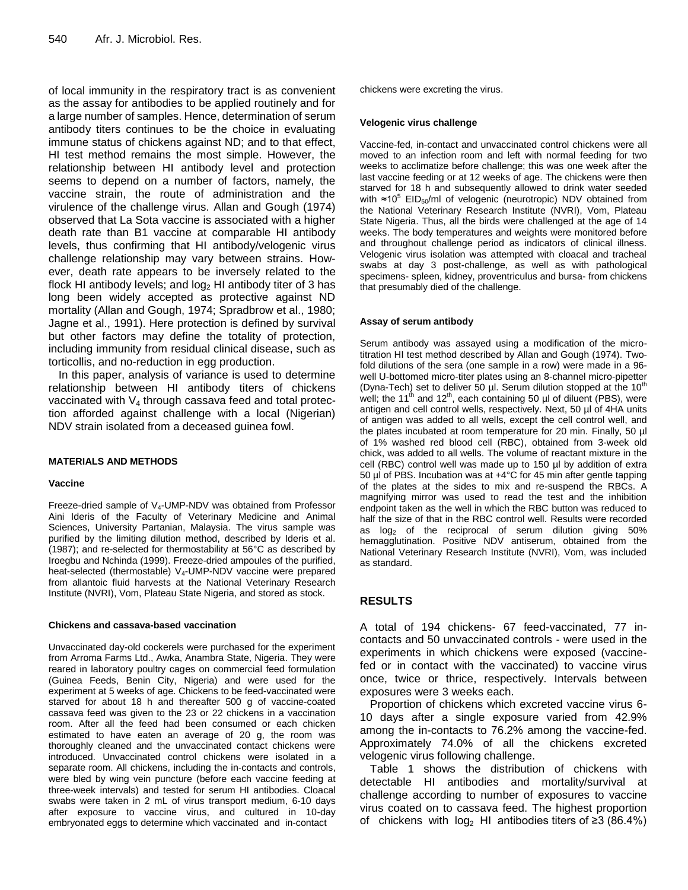of local immunity in the respiratory tract is as convenient as the assay for antibodies to be applied routinely and for a large number of samples. Hence, determination of serum antibody titers continues to be the choice in evaluating immune status of chickens against ND; and to that effect, HI test method remains the most simple. However, the relationship between HI antibody level and protection seems to depend on a number of factors, namely, the vaccine strain, the route of administration and the virulence of the challenge virus. Allan and Gough (1974) observed that La Sota vaccine is associated with a higher death rate than B1 vaccine at comparable HI antibody levels, thus confirming that HI antibody/velogenic virus challenge relationship may vary between strains. However, death rate appears to be inversely related to the flock HI antibody levels; and $\log_2$ HI antibody titer of 3 has long been widely accepted as protective against ND mortality (Allan and Gough, 1974; Spradbrow et al., 1980; Jagne et al., 1991). Here protection is defined by survival but other factors may define the totality of protection, including immunity from residual clinical disease, such as torticollis, and no-reduction in egg production.

In this paper, analysis of variance is used to determine relationship between HI antibody titers of chickens vaccinated with $V_4$ through cassava feed and total protection afforded against challenge with a local (Nigerian) NDV strain isolated from a deceased guinea fowl.

## MATERIALS AND METHODS

### Vaccine

Freeze-dried sample of $V_4$-UMP-NDV was obtained from Professor Aini Ideris of the Faculty of Veterinary Medicine and Animal Sciences, University Partanian, Malaysia. The virus sample was purified by the limiting dilution method, described by Ideris et al. (1987); and re-selected for thermostability at 56°C as described by Iroegbu and Nchinda (1999). Freeze-dried ampoules of the purified, heat-selected (thermostable) $V_4$-UMP-NDV vaccine were prepared from allantoic fluid harvests at the National Veterinary Research Institute (NVRI), Vom, Plateau State Nigeria, and stored as stock.

### Chickens and cassava-based vaccination

Unvaccinated day-old cockerels were purchased for the experiment from Arroma Farms Ltd., Awka, Anambra State, Nigeria. They were reared in laboratory poultry cages on commercial feed formulation (Guinea Feeds, Benin City, Nigeria) and were used for the experiment at 5 weeks of age. Chickens to be feed-vaccinated were starved for about 18 h and thereafter 500 g of vaccine-coated cassava feed was given to the 23 or 22 chickens in a vaccination room. After all the feed had been consumed or each chicken estimated to have eaten an average of 20 g, the room was thoroughly cleaned and the unvaccinated contact chickens were introduced. Unvaccinated control chickens were isolated in a separate room. All chickens, including the in-contacts and controls, were bled by wing vein puncture (before each vaccine feeding at three-week intervals) and tested for serum HI antibodies. Cloacal swabs were taken in 2 mL of virus transport medium, 6-10 days after exposure to vaccine virus, and cultured in 10-day embryonated eggs to determine which vaccinated and in-contact chickens were excreting the virus.

### Velogenic virus challenge

Vaccine-fed, in-contact and unvaccinated control chickens were all moved to an infection room and left with normal feeding for two weeks to acclimatize before challenge; this was one week after the last vaccine feeding or at 12 weeks of age. The chickens were then starved for 18 h and subsequently allowed to drink water seeded with $\approx 10^5$ $EID_{50}$/ml of velogenic (neurotropic) NDV obtained from the National Veterinary Research Institute (NVRI), Vom, Plateau State Nigeria. Thus, all the birds were challenged at the age of 14 weeks. The body temperatures and weights were monitored before and throughout challenge period as indicators of clinical illness. Velogenic virus isolation was attempted with cloacal and tracheal swabs at day 3 post-challenge, as well as with pathological specimens- spleen, kidney, proventriculus and bursa- from chickens that presumably died of the challenge.

### Assay of serum antibody

Serum antibody was assayed using a modification of the micro-titration HI test method described by Allan and Gough (1974). Two-fold dilutions of the sera (one sample in a row) were made in a 96-well U-bottomed micro-titer plates using an 8-channel micro-pipetter (Dyna-Tech) set to deliver 50 µl. Serum dilution stopped at the 10th well; the 11th and 12th, each containing 50 µl of diluent (PBS), were antigen and cell control wells, respectively. Next, 50 µl of 4HA units of antigen was added to all wells, except the cell control well, and the plates incubated at room temperature for 20 min. Finally, 50 µl of 1% washed red blood cell (RBC), obtained from 3-week old chick, was added to all wells. The volume of reactant mixture in the cell (RBC) control well was made up to 150 µl by addition of extra 50 µl of PBS. Incubation was at +4°C for 45 min after gentle tapping of the plates at the sides to mix and re-suspend the RBCs. A magnifying mirror was used to read the test and the inhibition endpoint taken as the well in which the RBC button was reduced to half the size of that in the RBC control well. Results were recorded as $\log_2$ of the reciprocal of serum dilution giving 50% hemagglutination. Positive NDV antiserum, obtained from the National Veterinary Research Institute (NVRI), Vom, was included as standard.

## RESULTS

A total of 194 chickens- 67 feed-vaccinated, 77 in-contacts and 50 unvaccinated controls - were used in the experiments in which chickens were exposed (vaccine-fed or in contact with the vaccinated) to vaccine virus once, twice or thrice, respectively. Intervals between exposures were 3 weeks each.

Proportion of chickens which excreted vaccine virus 6-10 days after a single exposure varied from 42.9% among the in-contacts to 76.2% among the vaccine-fed. Approximately 74.0% of all the chickens excreted velogenic virus following challenge.

Table 1 shows the distribution of chickens with detectable HI antibodies and mortality/survival at challenge according to number of exposures to vaccine virus coated on to cassava feed. The highest proportion of chickens with $\log_2$ HI antibodies titers of ≥3 (86.4%)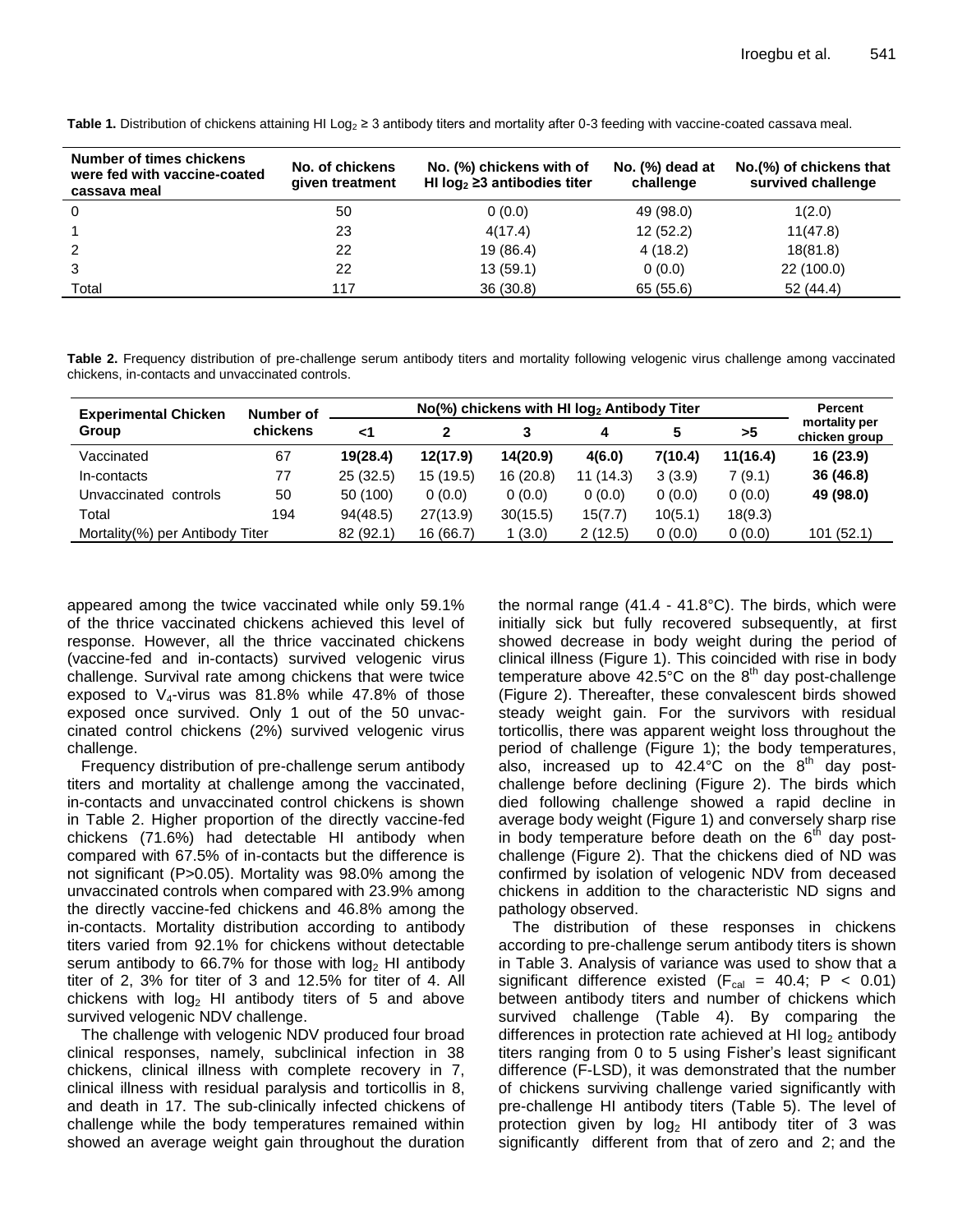**Table 1.** Distribution of chickens attaining HI $Log_2 \geq 3$ antibody titers and mortality after 0-3 feeding with vaccine-coated cassava meal.

| Number of times chickens were fed with vaccine-coated cassava meal | No. of chickens given treatment | No. (%) chickens with of HI $log_2 \geq 3$ antibodies titer | No. (%) dead at challenge | No.(%) of chickens that survived challenge |
|---|---|---|---|---|
| 0 | 50 | 0 (0.0) | 49 (98.0) | 1(2.0) |
| 1 | 23 | 4(17.4) | 12 (52.2) | 11(47.8) |
| 2 | 22 | 19 (86.4) | 4 (18.2) | 18(81.8) |
| 3 | 22 | 13 (59.1) | 0 (0.0) | 22 (100.0) |
| Total | 117 | 36 (30.8) | 65 (55.6) | 52 (44.4) |

**Table 2.** Frequency distribution of pre-challenge serum antibody titers and mortality following velogenic virus challenge among vaccinated chickens, in-contacts and unvaccinated controls.

| Experimental Chicken Group | Number of chickens | No(%) chickens with HI $log_2$ Antibody Titer | | | | | | Percent mortality per chicken group |
|---|---|---|---|---|---|---|---|---|
| | | <1 | 2 | 3 | 4 | 5 | >5 | |
| Vaccinated | 67 | **19(28.4)** | **12(17.9)** | **14(20.9)** | **4(6.0)** | **7(10.4)** | **11(16.4)** | **16 (23.9)** |
| In-contacts | 77 | 25 (32.5) | 15 (19.5) | 16 (20.8) | 11 (14.3) | 3 (3.9) | 7 (9.1) | **36 (46.8)** |
| Unvaccinated controls | 50 | 50 (100) | 0 (0.0) | 0 (0.0) | 0 (0.0) | 0 (0.0) | 0 (0.0) | **49 (98.0)** |
| Total | 194 | 94(48.5) | 27(13.9) | 30(15.5) | 15(7.7) | 10(5.1) | 18(9.3) | |
| Mortality(%) per Antibody Titer | | 82 (92.1) | 16 (66.7) | 1 (3.0) | 2 (12.5) | 0 (0.0) | 0 (0.0) | 101 (52.1) |

appeared among the twice vaccinated while only 59.1% of the thrice vaccinated chickens achieved this level of response. However, all the thrice vaccinated chickens (vaccine-fed and in-contacts) survived velogenic virus challenge. Survival rate among chickens that were twice exposed to $V_4$-virus was 81.8% while 47.8% of those exposed once survived. Only 1 out of the 50 unvaccinated control chickens (2%) survived velogenic virus challenge.

Frequency distribution of pre-challenge serum antibody titers and mortality at challenge among the vaccinated, in-contacts and unvaccinated control chickens is shown in Table 2. Higher proportion of the directly vaccine-fed chickens (71.6%) had detectable HI antibody when compared with 67.5% of in-contacts but the difference is not significant (P>0.05). Mortality was 98.0% among the unvaccinated controls when compared with 23.9% among the directly vaccine-fed chickens and 46.8% among the in-contacts. Mortality distribution according to antibody titers varied from 92.1% for chickens without detectable serum antibody to 66.7% for those with $log_2$ HI antibody titer of 2, 3% for titer of 3 and 12.5% for titer of 4. All chickens with $log_2$ HI antibody titers of 5 and above survived velogenic NDV challenge.

The challenge with velogenic NDV produced four broad clinical responses, namely, subclinical infection in 38 chickens, clinical illness with complete recovery in 7, clinical illness with residual paralysis and torticollis in 8, and death in 17. The sub-clinically infected chickens of challenge while the body temperatures remained within showed an average weight gain throughout the duration the normal range (41.4 - 41.8°C). The birds, which were initially sick but fully recovered subsequently, at first showed decrease in body weight during the period of clinical illness (Figure 1). This coincided with rise in body temperature above 42.5°C on the 8th day post-challenge (Figure 2). Thereafter, these convalescent birds showed steady weight gain. For the survivors with residual torticollis, there was apparent weight loss throughout the period of challenge (Figure 1); the body temperatures, also, increased up to 42.4°C on the 8th day post-challenge before declining (Figure 2). The birds which died following challenge showed a rapid decline in average body weight (Figure 1) and conversely sharp rise in body temperature before death on the 6th day post-challenge (Figure 2). That the chickens died of ND was confirmed by isolation of velogenic NDV from deceased chickens in addition to the characteristic ND signs and pathology observed.

The distribution of these responses in chickens according to pre-challenge serum antibody titers is shown in Table 3. Analysis of variance was used to show that a significant difference existed ($F_{cal} = 40.4$; $P < 0.01$) between antibody titers and number of chickens which survived challenge (Table 4). By comparing the differences in protection rate achieved at HI $log_2$ antibody titers ranging from 0 to 5 using Fisher's least significant difference (F-LSD), it was demonstrated that the number of chickens surviving challenge varied significantly with pre-challenge HI antibody titers (Table 5). The level of protection given by $log_2$ HI antibody titer of 3 was significantly different from that of zero and 2; and the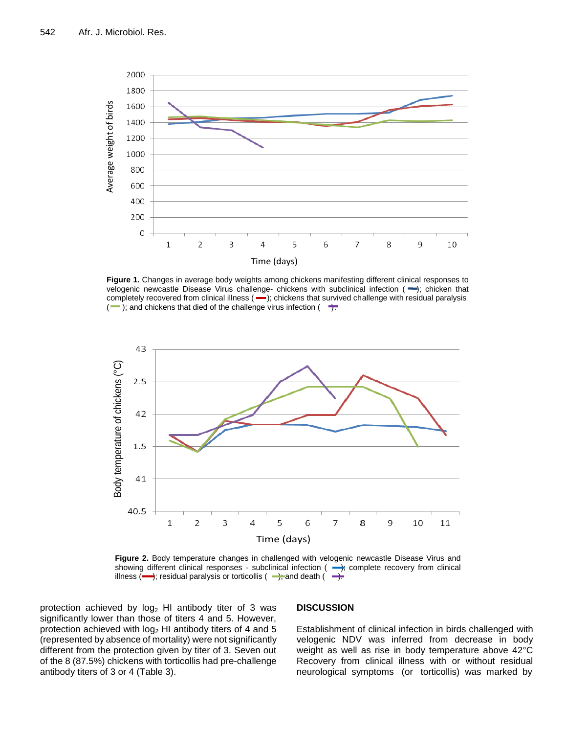**Figure 1.** Changes in average body weights among chickens manifesting different clinical responses to velogenic newcastle Disease Virus challenge- chickens with subclinical infection ( ); chicken that completely recovered from clinical illness ( ); chickens that survived challenge with residual paralysis ( ); and chickens that died of the challenge virus infection ( ).

**Figure 2.** Body temperature changes in challenged with velogenic newcastle Disease Virus and showing different clinical responses - subclinical infection ( ); complete recovery from clinical illness ( ); residual paralysis or torticollis ( ); and death ( ).

protection achieved by $log_2$ HI antibody titer of 3 was significantly lower than those of titers 4 and 5. However, protection achieved with $log_2$ HI antibody titers of 4 and 5 (represented by absence of mortality) were not significantly different from the protection given by titer of 3. Seven out of the 8 (87.5%) chickens with torticollis had pre-challenge antibody titers of 3 or 4 (Table 3).

## DISCUSSION

Establishment of clinical infection in birds challenged with velogenic NDV was inferred from decrease in body weight as well as rise in body temperature above 42°C Recovery from clinical illness with or without residual neurological symptoms (or torticollis) was marked by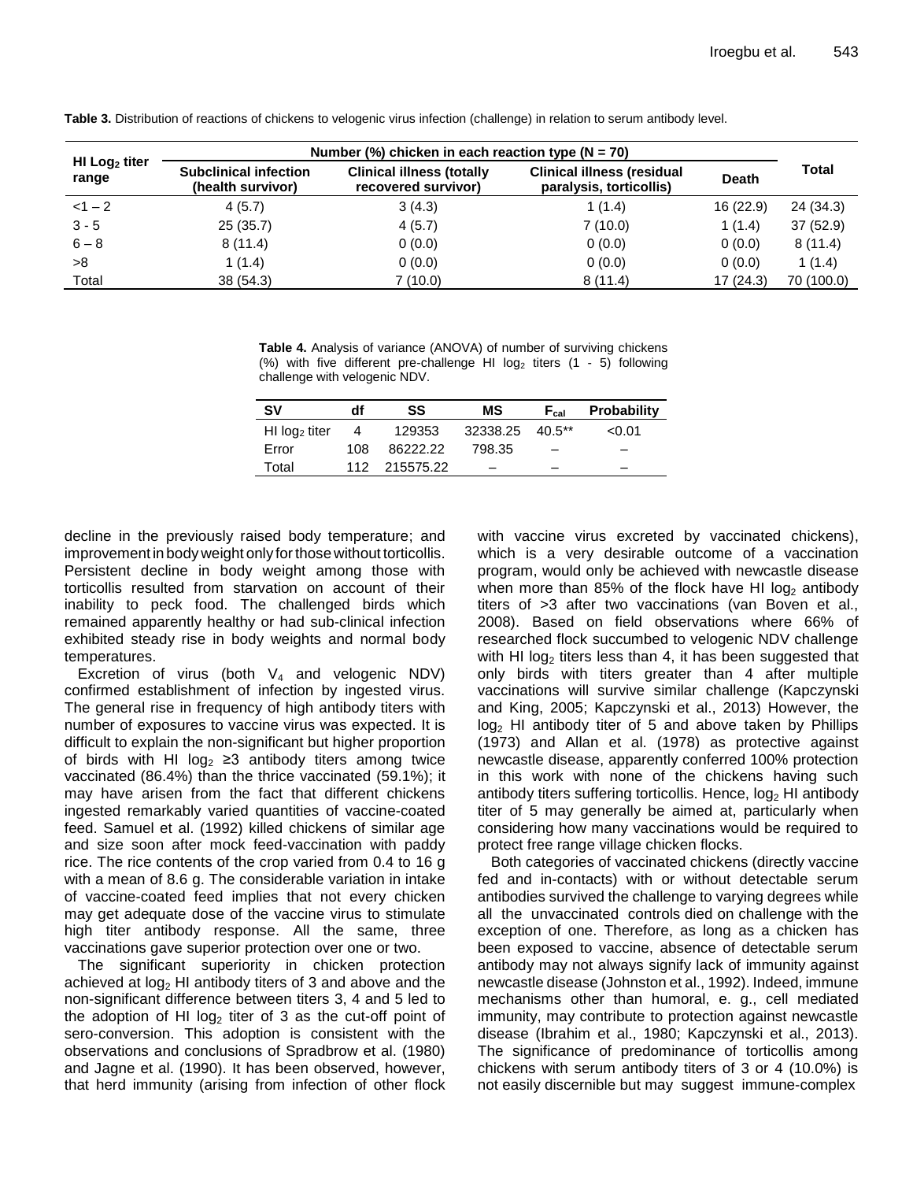**Table 3.** Distribution of reactions of chickens to velogenic virus infection (challenge) in relation to serum antibody level.

| HI $Log_2$ titer range | Number (%) chicken in each reaction type (N = 70) | | | | Total |
|---|---|---|---|---|---|
| | Subclinical infection (health survivor) | Clinical illness (totally recovered survivor) | Clinical illness (residual paralysis, torticollis) | Death | |
| <1 – 2 | 4 (5.7) | 3 (4.3) | 1 (1.4) | 16 (22.9) | 24 (34.3) |
| 3 - 5 | 25 (35.7) | 4 (5.7) | 7 (10.0) | 1 (1.4) | 37 (52.9) |
| 6 – 8 | 8 (11.4) | 0 (0.0) | 0 (0.0) | 0 (0.0) | 8 (11.4) |
| >8 | 1 (1.4) | 0 (0.0) | 0 (0.0) | 0 (0.0) | 1 (1.4) |
| Total | 38 (54.3) | 7 (10.0) | 8 (11.4) | 17 (24.3) | 70 (100.0) |

**Table 4.** Analysis of variance (ANOVA) of number of surviving chickens (%) with five different pre-challenge HI $\log_2$ titers (1 - 5) following challenge with velogenic NDV.

| SV | df | SS | MS | $F_{cal}$ | Probability |
|---|---|---|---|---|---|
| HI $\log_2$ titer | 4 | 129353 | 32338.25 | 40.5** | <0.01 |
| Error | 108 | 86222.22 | 798.35 | – | – |
| Total | 112 | 215575.22 | – | – | – |

decline in the previously raised body temperature; and improvement in body weight only for those without torticollis. Persistent decline in body weight among those with torticollis resulted from starvation on account of their inability to peck food. The challenged birds which remained apparently healthy or had sub-clinical infection exhibited steady rise in body weights and normal body temperatures.

Excretion of virus (both $V_4$ and velogenic NDV) confirmed establishment of infection by ingested virus. The general rise in frequency of high antibody titers with number of exposures to vaccine virus was expected. It is difficult to explain the non-significant but higher proportion of birds with HI $\log_2$ ≥3 antibody titers among twice vaccinated (86.4%) than the thrice vaccinated (59.1%); it may have arisen from the fact that different chickens ingested remarkably varied quantities of vaccine-coated feed. Samuel et al. (1992) killed chickens of similar age and size soon after mock feed-vaccination with paddy rice. The rice contents of the crop varied from 0.4 to 16 g with a mean of 8.6 g. The considerable variation in intake of vaccine-coated feed implies that not every chicken may get adequate dose of the vaccine virus to stimulate high titer antibody response. All the same, three vaccinations gave superior protection over one or two.

The significant superiority in chicken protection achieved at $\log_2$ HI antibody titers of 3 and above and the non-significant difference between titers 3, 4 and 5 led to the adoption of HI $\log_2$ titer of 3 as the cut-off point of sero-conversion. This adoption is consistent with the observations and conclusions of Spradbrow et al. (1980) and Jagne et al. (1990). It has been observed, however, that herd immunity (arising from infection of other flock with vaccine virus excreted by vaccinated chickens), which is a very desirable outcome of a vaccination program, would only be achieved with newcastle disease when more than 85% of the flock have HI $\log_2$ antibody titers of >3 after two vaccinations (van Boven et al., 2008). Based on field observations where 66% of researched flock succumbed to velogenic NDV challenge with HI $\log_2$ titers less than 4, it has been suggested that only birds with titers greater than 4 after multiple vaccinations will survive similar challenge (Kapczynski and King, 2005; Kapczynski et al., 2013) However, the $\log_2$ HI antibody titer of 5 and above taken by Phillips (1973) and Allan et al. (1978) as protective against newcastle disease, apparently conferred 100% protection in this work with none of the chickens having such antibody titers suffering torticollis. Hence, $\log_2$ HI antibody titer of 5 may generally be aimed at, particularly when considering how many vaccinations would be required to protect free range village chicken flocks.

Both categories of vaccinated chickens (directly vaccine fed and in-contacts) with or without detectable serum antibodies survived the challenge to varying degrees while all the unvaccinated controls died on challenge with the exception of one. Therefore, as long as a chicken has been exposed to vaccine, absence of detectable serum antibody may not always signify lack of immunity against newcastle disease (Johnston et al., 1992). Indeed, immune mechanisms other than humoral, e. g., cell mediated immunity, may contribute to protection against newcastle disease (Ibrahim et al., 1980; Kapczynski et al., 2013). The significance of predominance of torticollis among chickens with serum antibody titers of 3 or 4 (10.0%) is not easily discernible but may suggest immune-complex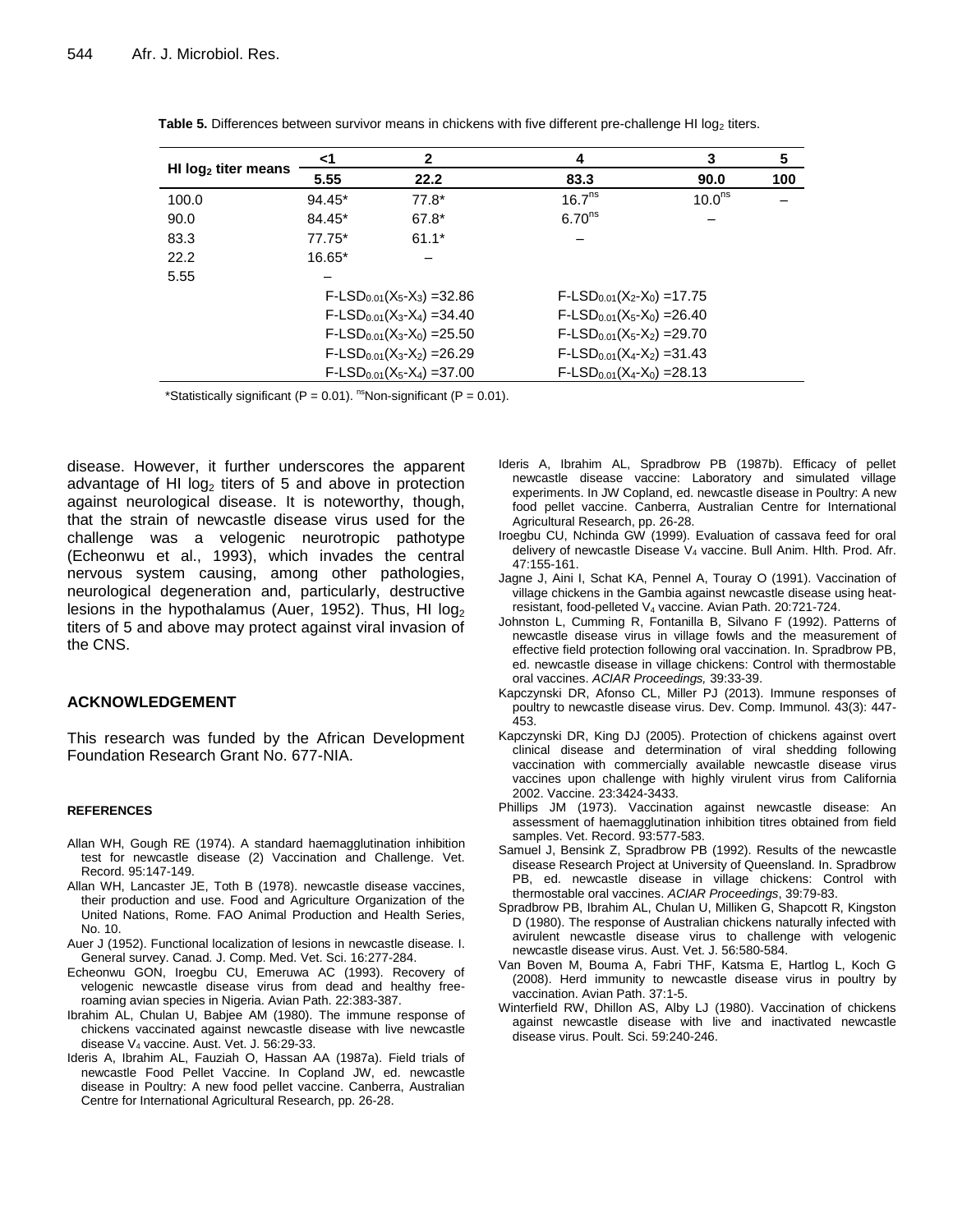**Table 5.** Differences between survivor means in chickens with five different pre-challenge HI $\log_2$ titers.

| HI $\log_2$ titer means | <1 | 2 | 4 | 3 | 5 |
|---|---|---|---|---|---|
| | 5.55 | 22.2 | 83.3 | 90.0 | 100 |
| 100.0 | 94.45* | 77.8* | $16.7^{ns}$ | $10.0^{ns}$ | – |
| 90.0 | 84.45* | 67.8* | $6.70^{ns}$ | – | |
| 83.3 | 77.75* | 61.1* | – | | |
| 22.2 | 16.65* | – | | | |
| 5.55 | – | | | | |
| | $F\text{-}LSD_{0.01}(X_5\text{-}X_3) = 32.86$ | | $F\text{-}LSD_{0.01}(X_2\text{-}X_0) = 17.75$ | | |
| | $F\text{-}LSD_{0.01}(X_3\text{-}X_4) = 34.40$ | | $F\text{-}LSD_{0.01}(X_5\text{-}X_0) = 26.40$ | | |
| | $F\text{-}LSD_{0.01}(X_3\text{-}X_0) = 25.50$ | | $F\text{-}LSD_{0.01}(X_5\text{-}X_2) = 29.70$ | | |
| | $F\text{-}LSD_{0.01}(X_3\text{-}X_2) = 26.29$ | | $F\text{-}LSD_{0.01}(X_4\text{-}X_2) = 31.43$ | | |
| | $F\text{-}LSD_{0.01}(X_5\text{-}X_4) = 37.00$ | | $F\text{-}LSD_{0.01}(X_4\text{-}X_0) = 28.13$ | | |

*Statistically significant ($P = 0.01$). $^{ns}$Non-significant ($P = 0.01$).

disease. However, it further underscores the apparent advantage of HI $\log_2$ titers of 5 and above in protection against neurological disease. It is noteworthy, though, that the strain of newcastle disease virus used for the challenge was a velogenic neurotropic pathotype (Echeonwu et al., 1993), which invades the central nervous system causing, among other pathologies, neurological degeneration and, particularly, destructive lesions in the hypothalamus (Auer, 1952). Thus, HI $\log_2$ titers of 5 and above may protect against viral invasion of the CNS.

## ACKNOWLEDGEMENT

This research was funded by the African Development Foundation Research Grant No. 677-NIA.

## REFERENCES

- Allan WH, Gough RE (1974). A standard haemagglutination inhibition test for newcastle disease (2) Vaccination and Challenge. Vet. Record. 95:147-149.
- Allan WH, Lancaster JE, Toth B (1978). newcastle disease vaccines, their production and use. Food and Agriculture Organization of the United Nations, Rome. FAO Animal Production and Health Series, No. 10.
- Auer J (1952). Functional localization of lesions in newcastle disease. I. General survey. Canad. J. Comp. Med. Vet. Sci. 16:277-284.
- Echeonwu GON, Iroegbu CU, Emeruwa AC (1993). Recovery of velogenic newcastle disease virus from dead and healthy free-roaming avian species in Nigeria. Avian Path. 22:383-387.
- Ibrahim AL, Chulan U, Babjee AM (1980). The immune response of chickens vaccinated against newcastle disease with live newcastle disease $V_4$ vaccine. Aust. Vet. J. 56:29-33.
- Ideris A, Ibrahim AL, Fauziah O, Hassan AA (1987a). Field trials of newcastle Food Pellet Vaccine. In Copland JW, ed. newcastle disease in Poultry: A new food pellet vaccine. Canberra, Australian Centre for International Agricultural Research, pp. 26-28.
- Ideris A, Ibrahim AL, Spradbrow PB (1987b). Efficacy of pellet newcastle disease vaccine: Laboratory and simulated village experiments. In JW Copland, ed. newcastle disease in Poultry: A new food pellet vaccine. Canberra, Australian Centre for International Agricultural Research, pp. 26-28.
- Iroegbu CU, Nchinda GW (1999). Evaluation of cassava feed for oral delivery of newcastle Disease $V_4$ vaccine. Bull Anim. Hlth. Prod. Afr. 47:155-161.
- Jagne J, Aini I, Schat KA, Pennel A, Touray O (1991). Vaccination of village chickens in the Gambia against newcastle disease using heat-resistant, food-pelleted $V_4$ vaccine. Avian Path. 20:721-724.
- Johnston L, Cumming R, Fontanilla B, Silvano F (1992). Patterns of newcastle disease virus in village fowls and the measurement of effective field protection following oral vaccination. In. Spradbrow PB, ed. newcastle disease in village chickens: Control with thermostable oral vaccines. *ACIAR Proceedings,* 39:33-39.
- Kapczynski DR, Afonso CL, Miller PJ (2013). Immune responses of poultry to newcastle disease virus. Dev. Comp. Immunol. 43(3): 447-453.
- Kapczynski DR, King DJ (2005). Protection of chickens against overt clinical disease and determination of viral shedding following vaccination with commercially available newcastle disease virus vaccines upon challenge with highly virulent virus from California 2002. Vaccine. 23:3424-3433.
- Phillips JM (1973). Vaccination against newcastle disease: An assessment of haemagglutination inhibition titres obtained from field samples. Vet. Record. 93:577-583.
- Samuel J, Bensink Z, Spradbrow PB (1992). Results of the newcastle disease Research Project at University of Queensland. In. Spradbrow PB, ed. newcastle disease in village chickens: Control with thermostable oral vaccines. *ACIAR Proceedings*, 39:79-83.
- Spradbrow PB, Ibrahim AL, Chulan U, Milliken G, Shapcott R, Kingston D (1980). The response of Australian chickens naturally infected with avirulent newcastle disease virus to challenge with velogenic newcastle disease virus. Aust. Vet. J. 56:580-584.
- Van Boven M, Bouma A, Fabri THF, Katsma E, Hartlog L, Koch G (2008). Herd immunity to newcastle disease virus in poultry by vaccination. Avian Path. 37:1-5.
- Winterfield RW, Dhillon AS, Alby LJ (1980). Vaccination of chickens against newcastle disease with live and inactivated newcastle disease virus. Poult. Sci. 59:240-246.